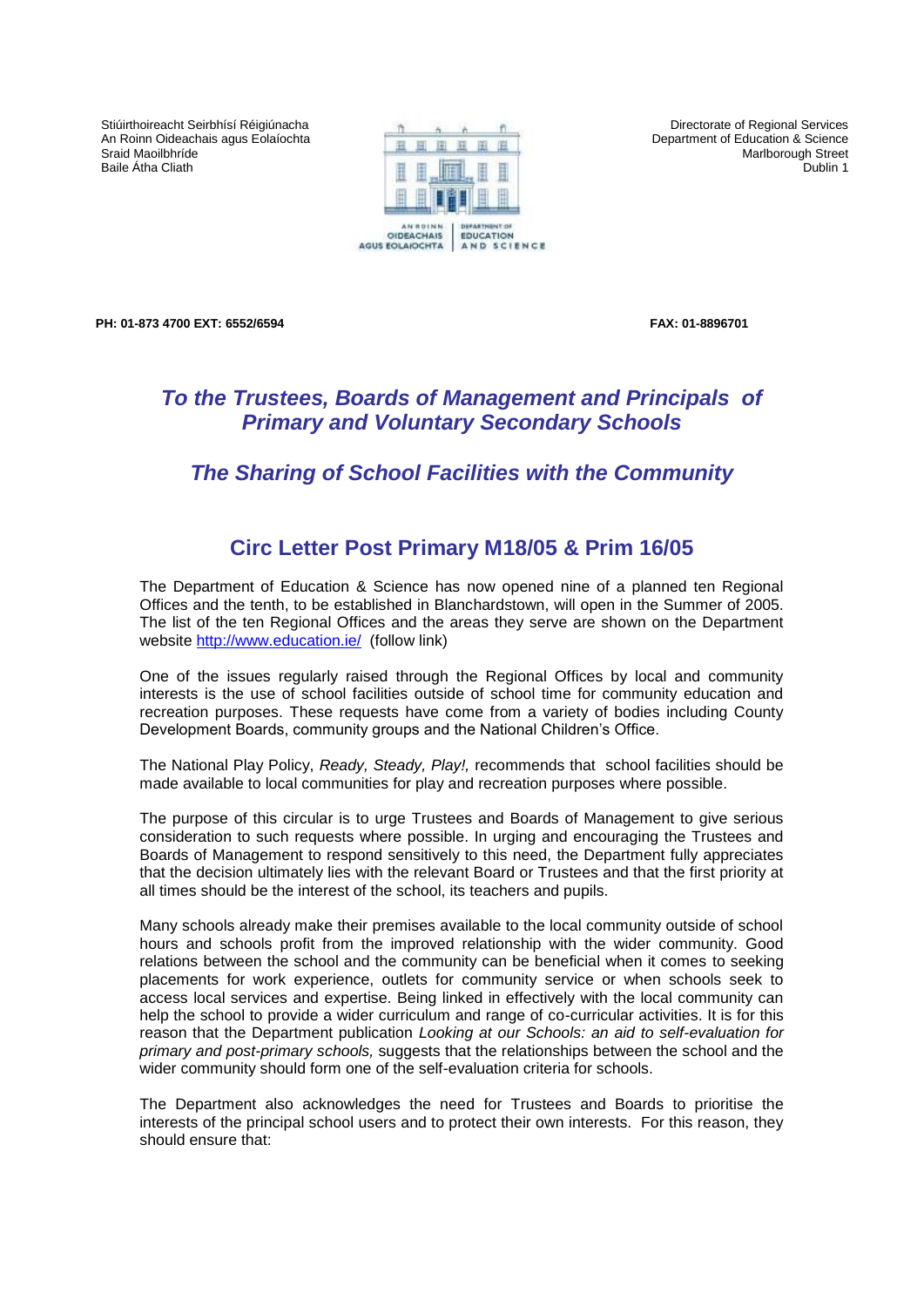Stiúirthoireacht Seirbhísí Réigiúnacha
An Roinn Oideachais agus Eolaíochta
Sraid Maoilbhríde
Baile Átha Cliath

Directorate of Regional Services
Department of Education & Science
Marlborough Street
Dublin 1

AN ROINN OIDEACHAIS AGUS EOLAÍOCHTA | DEPARTMENT OF EDUCATION AND SCIENCE

**PH: 01-873 4700 EXT: 6552/6594** **FAX: 01-8896701**

## *To the Trustees, Boards of Management and Principals of Primary and Voluntary Secondary Schools*

## *The Sharing of School Facilities with the Community*

## Circ Letter Post Primary M18/05 & Prim 16/05

The Department of Education & Science has now opened nine of a planned ten Regional Offices and the tenth, to be established in Blanchardstown, will open in the Summer of 2005. The list of the ten Regional Offices and the areas they serve are shown on the Department website http://www.education.ie/ (follow link)

One of the issues regularly raised through the Regional Offices by local and community interests is the use of school facilities outside of school time for community education and recreation purposes. These requests have come from a variety of bodies including County Development Boards, community groups and the National Children's Office.

The National Play Policy, *Ready, Steady, Play!,* recommends that school facilities should be made available to local communities for play and recreation purposes where possible.

The purpose of this circular is to urge Trustees and Boards of Management to give serious consideration to such requests where possible. In urging and encouraging the Trustees and Boards of Management to respond sensitively to this need, the Department fully appreciates that the decision ultimately lies with the relevant Board or Trustees and that the first priority at all times should be the interest of the school, its teachers and pupils.

Many schools already make their premises available to the local community outside of school hours and schools profit from the improved relationship with the wider community. Good relations between the school and the community can be beneficial when it comes to seeking placements for work experience, outlets for community service or when schools seek to access local services and expertise. Being linked in effectively with the local community can help the school to provide a wider curriculum and range of co-curricular activities. It is for this reason that the Department publication *Looking at our Schools: an aid to self-evaluation for primary and post-primary schools,* suggests that the relationships between the school and the wider community should form one of the self-evaluation criteria for schools.

The Department also acknowledges the need for Trustees and Boards to prioritise the interests of the principal school users and to protect their own interests. For this reason, they should ensure that: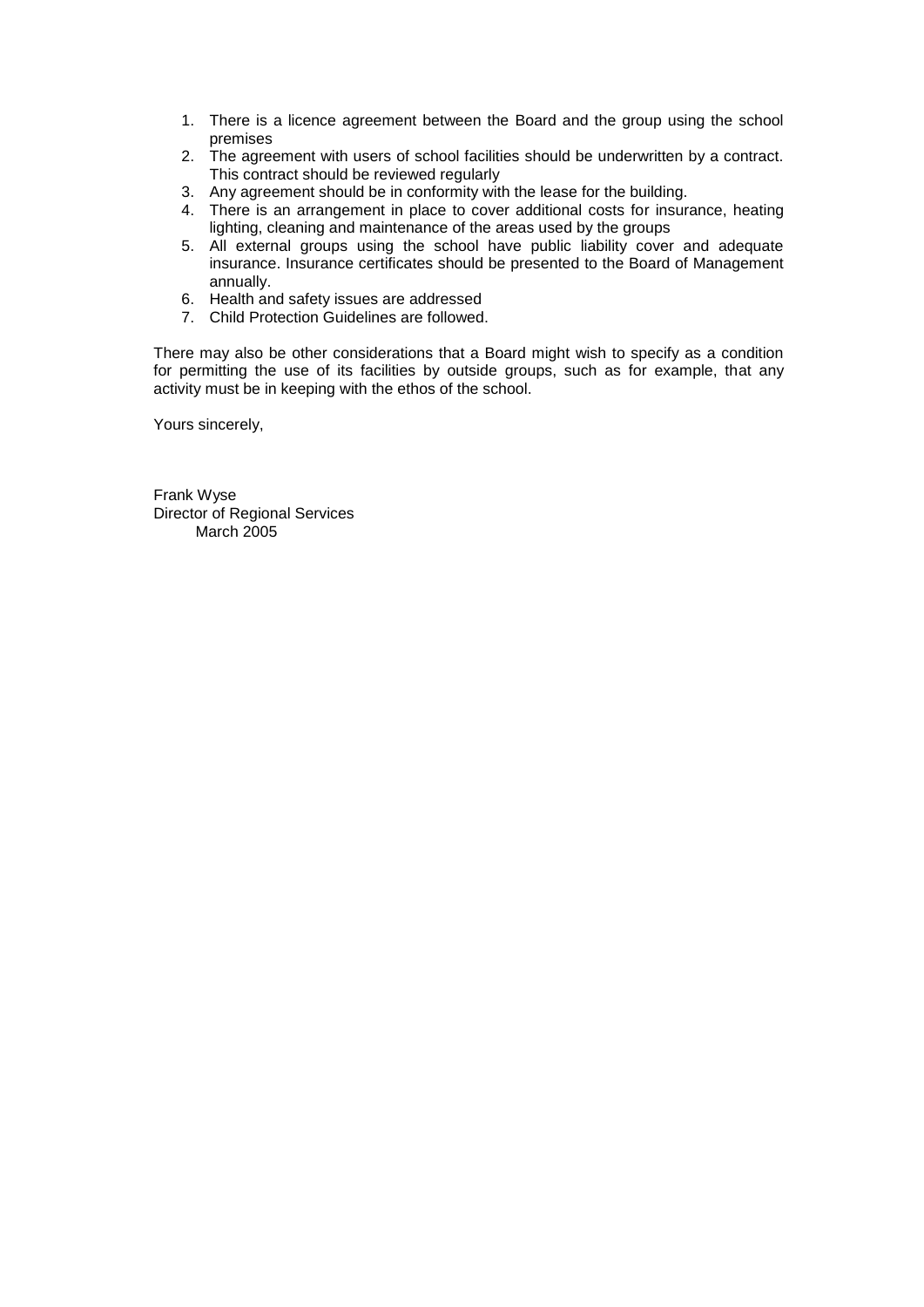1. There is a licence agreement between the Board and the group using the school premises
2. The agreement with users of school facilities should be underwritten by a contract. This contract should be reviewed regularly
3. Any agreement should be in conformity with the lease for the building.
4. There is an arrangement in place to cover additional costs for insurance, heating lighting, cleaning and maintenance of the areas used by the groups
5. All external groups using the school have public liability cover and adequate insurance. Insurance certificates should be presented to the Board of Management annually.
6. Health and safety issues are addressed
7. Child Protection Guidelines are followed.

There may also be other considerations that a Board might wish to specify as a condition for permitting the use of its facilities by outside groups, such as for example, that any activity must be in keeping with the ethos of the school.

Yours sincerely,

Frank Wyse
Director of Regional Services
March 2005